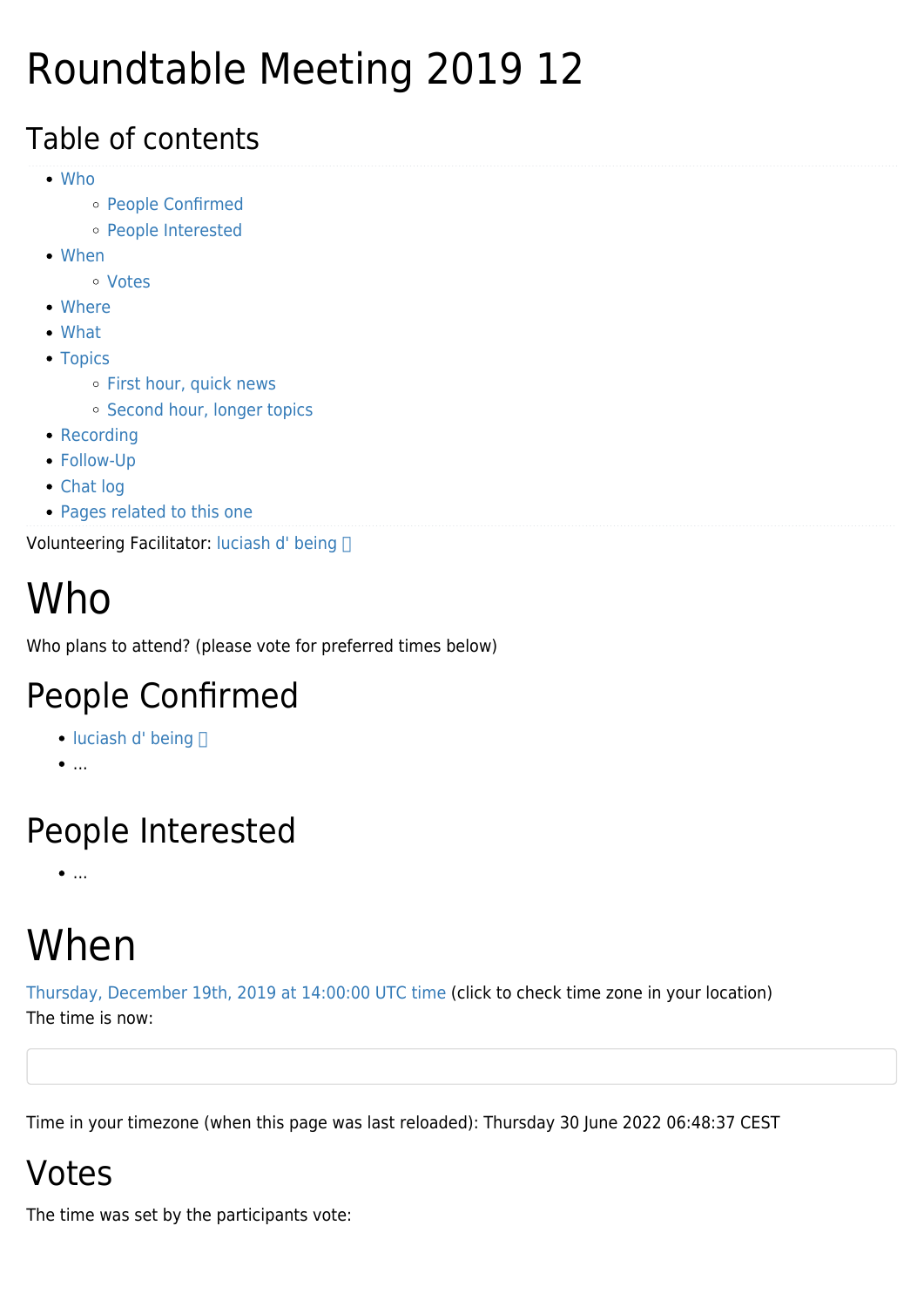# Roundtable Meeting 2019 12

## Table of contents

- Who
  - People Confirmed
  - People Interested
- When
  - Votes
- Where
- What
- Topics
  - First hour, quick news
  - Second hour, longer topics
- Recording
- Follow-Up
- Chat log
- Pages related to this one

Volunteering Facilitator: luciash d' being 

# Who

Who plans to attend? (please vote for preferred times below)

## People Confirmed

- luciash d' being 
- ...

## People Interested

- ...

# When

Thursday, December 19th, 2019 at 14:00:00 UTC time (click to check time zone in your location)
The time is now:

Time in your timezone (when this page was last reloaded): Thursday 30 June 2022 06:48:37 CEST

## Votes

The time was set by the participants vote: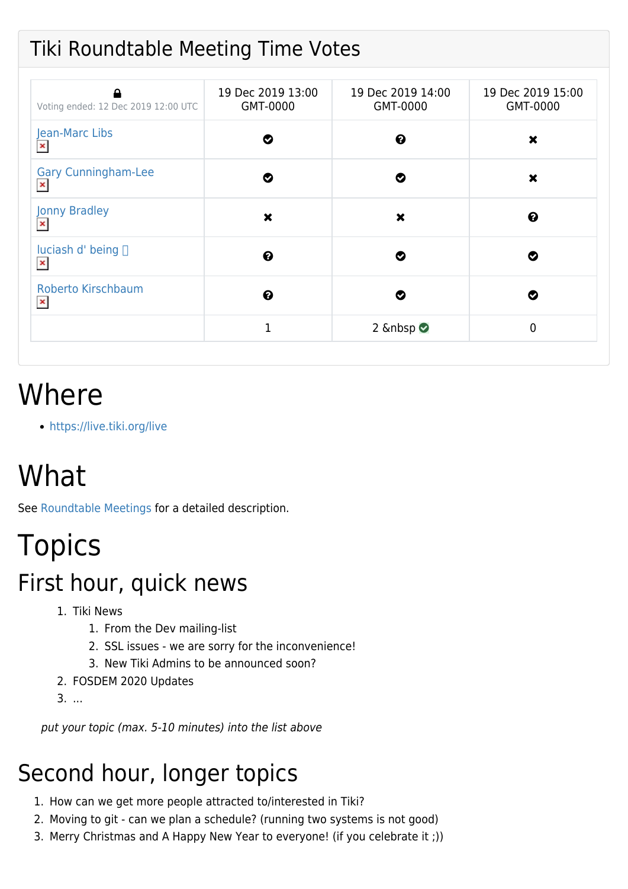## Tiki Roundtable Meeting Time Votes

| Voting ended: 12 Dec 2019 12:00 UTC | 19 Dec 2019 13:00 GMT-0000 | 19 Dec 2019 14:00 GMT-0000 | 19 Dec 2019 15:00 GMT-0000 |
| --- | --- | --- | --- |
| Jean-Marc Libs | ✔ | ? | ✖ |
| Gary Cunningham-Lee | ✔ | ✔ | ✖ |
| Jonny Bradley | ✖ | ✖ | ? |
| luciash d' being | ? | ✔ | ✔ |
| Roberto Kirschbaum | ? | ✔ | ✔ |
| | 1 | 2 &nbsp ✔ | 0 |

# Where

- https://live.tiki.org/live

# What

See Roundtable Meetings for a detailed description.

# Topics

## First hour, quick news

1. Tiki News
   1. From the Dev mailing-list
   2. SSL issues - we are sorry for the inconvenience!
   3. New Tiki Admins to be announced soon?
2. FOSDEM 2020 Updates
3. ...

*put your topic (max. 5-10 minutes) into the list above*

## Second hour, longer topics

1. How can we get more people attracted to/interested in Tiki?
2. Moving to git - can we plan a schedule? (running two systems is not good)
3. Merry Christmas and A Happy New Year to everyone! (if you celebrate it ;))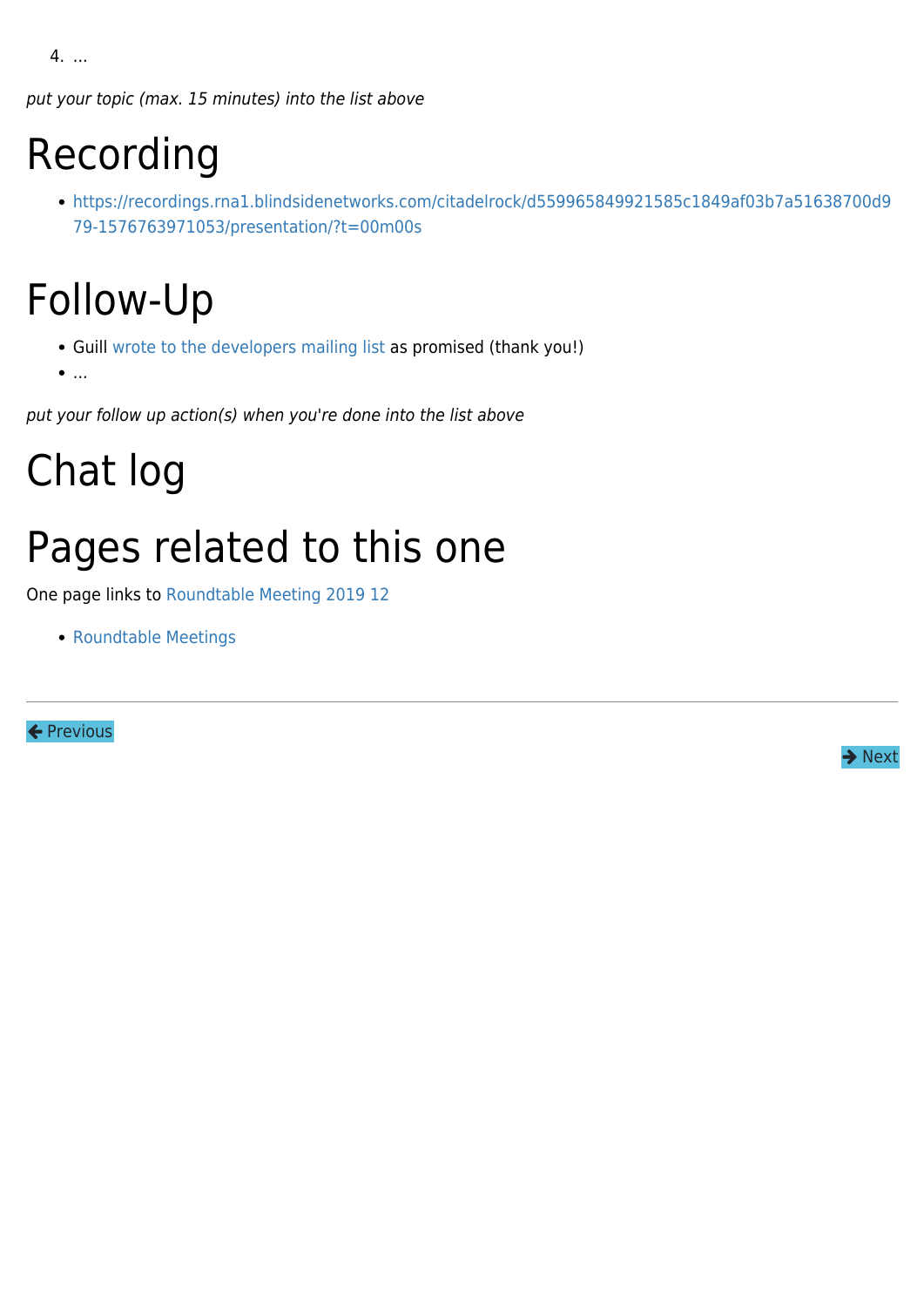4. ...

*put your topic (max. 15 minutes) into the list above*

# Recording

- https://recordings.rna1.blindsidenetworks.com/citadelrock/d559965849921585c1849af03b7a51638700d979-1576763971053/presentation/?t=00m00s

# Follow-Up

- Guill wrote to the developers mailing list as promised (thank you!)
- ...

*put your follow up action(s) when you're done into the list above*

# Chat log

# Pages related to this one

One page links to Roundtable Meeting 2019 12

- Roundtable Meetings

---

Previous

Next